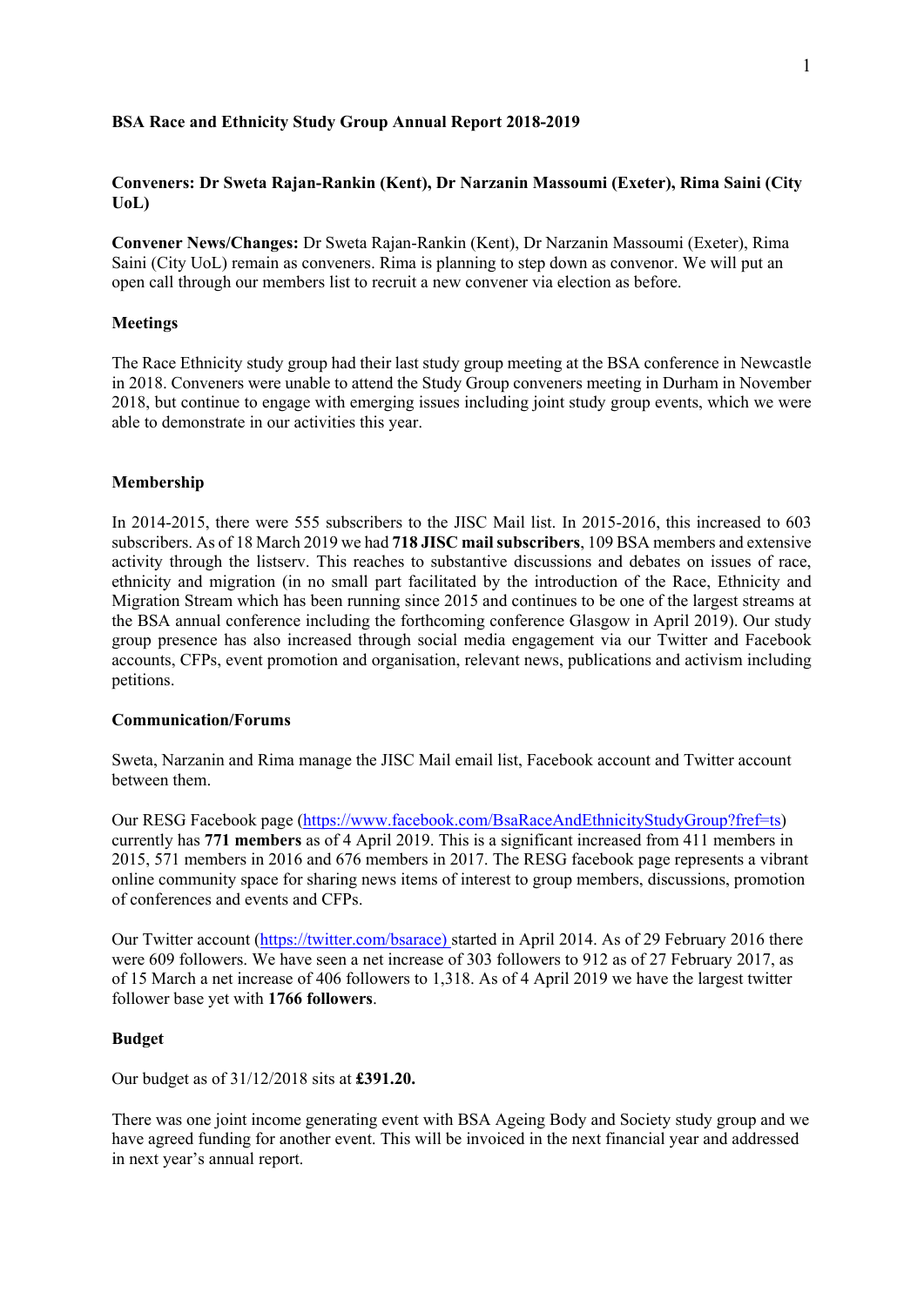**BSA Race and Ethnicity Study Group Annual Report 2018-2019**

**Conveners: Dr Sweta Rajan-Rankin (Kent), Dr Narzanin Massoumi (Exeter), Rima Saini (City UoL)**

**Convener News/Changes:** Dr Sweta Rajan-Rankin (Kent), Dr Narzanin Massoumi (Exeter), Rima Saini (City UoL) remain as conveners. Rima is planning to step down as convenor. We will put an open call through our members list to recruit a new convener via election as before.

**Meetings**

The Race Ethnicity study group had their last study group meeting at the BSA conference in Newcastle in 2018. Conveners were unable to attend the Study Group conveners meeting in Durham in November 2018, but continue to engage with emerging issues including joint study group events, which we were able to demonstrate in our activities this year.

**Membership**

In 2014-2015, there were 555 subscribers to the JISC Mail list. In 2015-2016, this increased to 603 subscribers. As of 18 March 2019 we had **718 JISC mail subscribers**, 109 BSA members and extensive activity through the listserv. This reaches to substantive discussions and debates on issues of race, ethnicity and migration (in no small part facilitated by the introduction of the Race, Ethnicity and Migration Stream which has been running since 2015 and continues to be one of the largest streams at the BSA annual conference including the forthcoming conference Glasgow in April 2019). Our study group presence has also increased through social media engagement via our Twitter and Facebook accounts, CFPs, event promotion and organisation, relevant news, publications and activism including petitions.

**Communication/Forums**

Sweta, Narzanin and Rima manage the JISC Mail email list, Facebook account and Twitter account between them.

Our RESG Facebook page (https://www.facebook.com/BsaRaceAndEthnicityStudyGroup?fref=ts) currently has **771 members** as of 4 April 2019. This is a significant increased from 411 members in 2015, 571 members in 2016 and 676 members in 2017. The RESG facebook page represents a vibrant online community space for sharing news items of interest to group members, discussions, promotion of conferences and events and CFPs.

Our Twitter account (https://twitter.com/bsarace) started in April 2014. As of 29 February 2016 there were 609 followers. We have seen a net increase of 303 followers to 912 as of 27 February 2017, as of 15 March a net increase of 406 followers to 1,318. As of 4 April 2019 we have the largest twitter follower base yet with **1766 followers**.

**Budget**

Our budget as of 31/12/2018 sits at **£391.20.**

There was one joint income generating event with BSA Ageing Body and Society study group and we have agreed funding for another event. This will be invoiced in the next financial year and addressed in next year's annual report.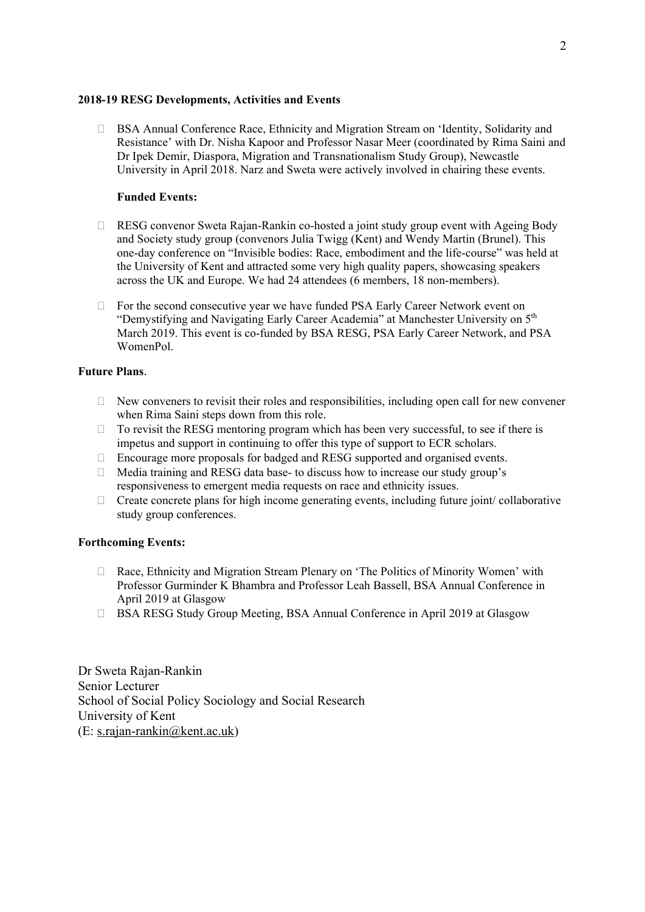**2018-19 RESG Developments, Activities and Events**

- BSA Annual Conference Race, Ethnicity and Migration Stream on 'Identity, Solidarity and Resistance' with Dr. Nisha Kapoor and Professor Nasar Meer (coordinated by Rima Saini and Dr Ipek Demir, Diaspora, Migration and Transnationalism Study Group), Newcastle University in April 2018. Narz and Sweta were actively involved in chairing these events.

**Funded Events:**

- RESG convenor Sweta Rajan-Rankin co-hosted a joint study group event with Ageing Body and Society study group (convenors Julia Twigg (Kent) and Wendy Martin (Brunel). This one-day conference on "Invisible bodies: Race, embodiment and the life-course" was held at the University of Kent and attracted some very high quality papers, showcasing speakers across the UK and Europe. We had 24 attendees (6 members, 18 non-members).
- For the second consecutive year we have funded PSA Early Career Network event on "Demystifying and Navigating Early Career Academia" at Manchester University on 5th March 2019. This event is co-funded by BSA RESG, PSA Early Career Network, and PSA WomenPol.

**Future Plans**.

- New conveners to revisit their roles and responsibilities, including open call for new convener when Rima Saini steps down from this role.
- To revisit the RESG mentoring program which has been very successful, to see if there is impetus and support in continuing to offer this type of support to ECR scholars.
- Encourage more proposals for badged and RESG supported and organised events.
- Media training and RESG data base- to discuss how to increase our study group's responsiveness to emergent media requests on race and ethnicity issues.
- Create concrete plans for high income generating events, including future joint/ collaborative study group conferences.

**Forthcoming Events:**

- Race, Ethnicity and Migration Stream Plenary on 'The Politics of Minority Women' with Professor Gurminder K Bhambra and Professor Leah Bassell, BSA Annual Conference in April 2019 at Glasgow
- BSA RESG Study Group Meeting, BSA Annual Conference in April 2019 at Glasgow

Dr Sweta Rajan-Rankin
Senior Lecturer
School of Social Policy Sociology and Social Research
University of Kent
(E: s.rajan-rankin@kent.ac.uk)